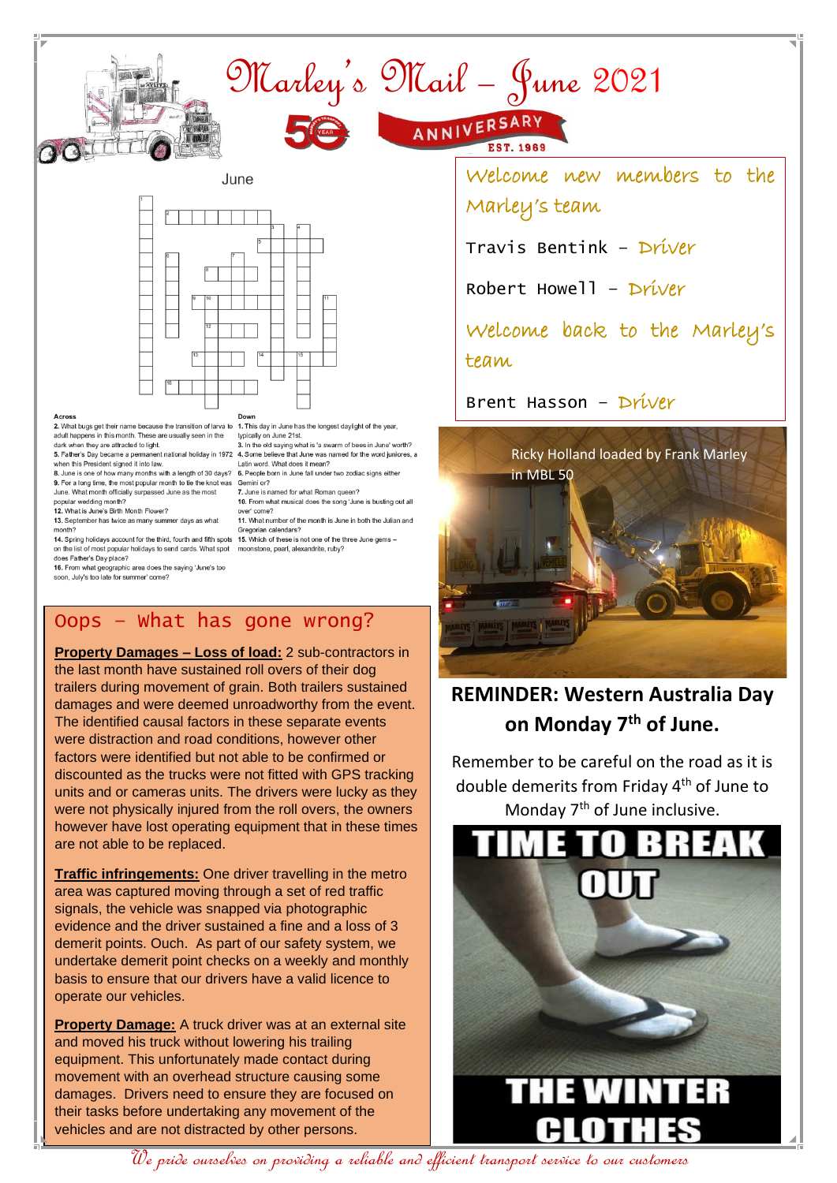# Marley's Mail – June 2021

50 YEAR ANNIVERSARY EST. 1969

June

**Across**

**2.** What bugs get their name because the transition of larva to adult happens in this month. These are usually seen in the dark when they are attracted to light.

**5.** Father's Day became a permanent national holiday in 1972 when this President signed it into law.

**8.** June is one of how many months with a length of 30 days?

**9.** For a long time, the most popular month to tie the knot was June. What month officially surpassed June as the most popular wedding month?

**12.** What is June's Birth Month Flower?

**13.** September has twice as many summer days as what month?

**14.** Spring holidays account for the third, fourth and fifth spots on the list of most popular holidays to send cards. What spot does Father's Day place?

**16.** From what geographic area does the saying 'June's too soon, July's too late for summer' come?

**Down**

**1.** This day in June has the longest daylight of the year, typically on June 21st.

**3.** In the old saying what is 'a swarm of bees in June' worth?

**4.** Some believe that June was named for the word juniores, a Latin word. What does it mean?

**6.** People born in June fall under two zodiac signs either Gemini or?

**7.** June is named for what Roman queen?

**10.** From what musical does the song 'June is busting out all over' come?

**11.** What number of the month is June in both the Julian and Gregorian calendars?

**15.** Which of these is not one of the three June gems – moonstone, pearl, alexandrite, ruby?

## Oops – What has gone wrong?

**Property Damages – Loss of load:** 2 sub-contractors in the last month have sustained roll overs of their dog trailers during movement of grain. Both trailers sustained damages and were deemed unroadworthy from the event. The identified causal factors in these separate events were distraction and road conditions, however other factors were identified but not able to be confirmed or discounted as the trucks were not fitted with GPS tracking units and or cameras units. The drivers were lucky as they were not physically injured from the roll overs, the owners however have lost operating equipment that in these times are not able to be replaced.

**Traffic infringements:** One driver travelling in the metro area was captured moving through a set of red traffic signals, the vehicle was snapped via photographic evidence and the driver sustained a fine and a loss of 3 demerit points. Ouch. As part of our safety system, we undertake demerit point checks on a weekly and monthly basis to ensure that our drivers have a valid licence to operate our vehicles.

**Property Damage:** A truck driver was at an external site and moved his truck without lowering his trailing equipment. This unfortunately made contact during movement with an overhead structure causing some damages. Drivers need to ensure they are focused on their tasks before undertaking any movement of the vehicles and are not distracted by other persons.

## Welcome new members to the Marley's team

Travis Bentink – Driver

Robert Howell – Driver

## Welcome back to the Marley's team

Brent Hasson – Driver

Ricky Holland loaded by Frank Marley in MBL 50

**REMINDER: Western Australia Day on Monday 7th of June.**

Remember to be careful on the road as it is double demerits from Friday 4th of June to Monday 7th of June inclusive.

TIME TO BREAK OUT THE WINTER CLOTHES

*We pride ourselves on providing a reliable and efficient transport service to our customers*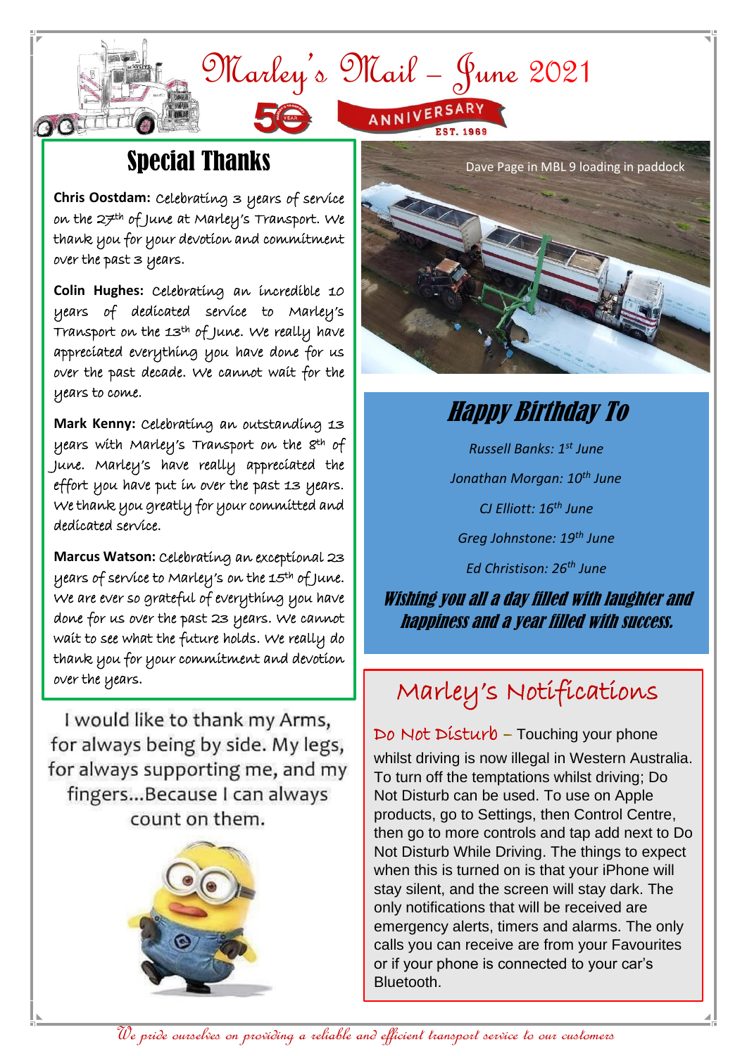# Marley's Mail – June 2021

50 YEAR ANNIVERSARY EST. 1969

## Special Thanks

**Chris Oostdam:** Celebrating 3 years of service on the 27th of June at Marley's Transport. We thank you for your devotion and commitment over the past 3 years.

**Colin Hughes:** Celebrating an incredible 10 years of dedicated service to Marley's Transport on the 13th of June. We really have appreciated everything you have done for us over the past decade. We cannot wait for the years to come.

**Mark Kenny:** Celebrating an outstanding 13 years with Marley's Transport on the 8th of June. Marley's have really appreciated the effort you have put in over the past 13 years. We thank you greatly for your committed and dedicated service.

**Marcus Watson:** Celebrating an exceptional 23 years of service to Marley's on the 15th of June. We are ever so grateful of everything you have done for us over the past 23 years. We cannot wait to see what the future holds. We really do thank you for your commitment and devotion over the years.

I would like to thank my Arms, for always being by side. My legs, for always supporting me, and my fingers...Because I can always count on them.

Dave Page in MBL 9 loading in paddock

## Happy Birthday To

*Russell Banks: 1st June*

*Jonathan Morgan: 10th June*

*CJ Elliott: 16th June*

*Greg Johnstone: 19th June*

*Ed Christison: 26th June*

***Wishing you all a day filled with laughter and happiness and a year filled with success.***

## Marley's Notifications

Do Not Disturb – Touching your phone whilst driving is now illegal in Western Australia. To turn off the temptations whilst driving; Do Not Disturb can be used. To use on Apple products, go to Settings, then Control Centre, then go to more controls and tap add next to Do Not Disturb While Driving. The things to expect when this is turned on is that your iPhone will stay silent, and the screen will stay dark. The only notifications that will be received are emergency alerts, timers and alarms. The only calls you can receive are from your Favourites or if your phone is connected to your car's Bluetooth.

*We pride ourselves on providing a reliable and efficient transport service to our customers*